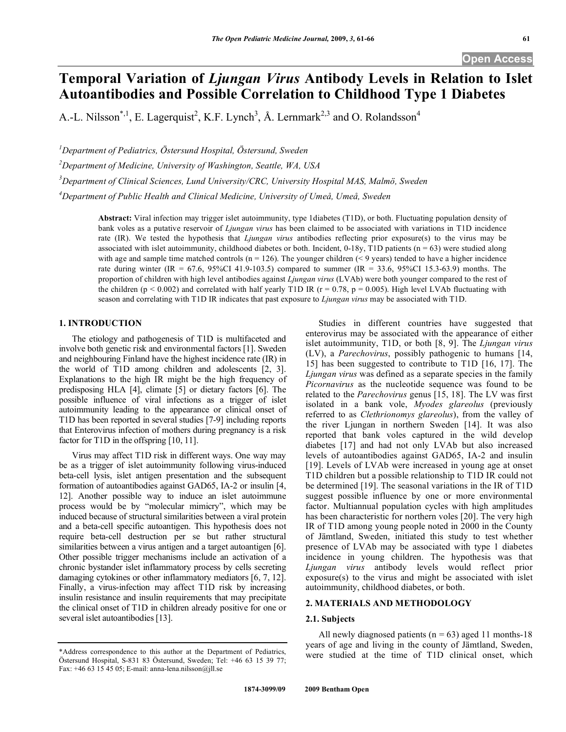# Temporal Variation of *Ljungan Virus* Antibody Levels in Relation to Islet Autoantibodies and Possible Correlation to Childhood Type 1 Diabetes

A.-L. Nilsson*[,1], E. Lagerquist[2], K.F. Lynch[3], Å. Lernmark[2,3] and O. Rolandsson[4]

[1]Department of Pediatrics, Östersund Hospital, Östersund, Sweden

[2]Department of Medicine, University of Washington, Seattle, WA, USA

[3]Department of Clinical Sciences, Lund University/CRC, University Hospital MAS, Malmö, Sweden

[4]Department of Public Health and Clinical Medicine, University of Umeå, Umeå, Sweden

**Abstract:** Viral infection may trigger islet autoimmunity, type 1diabetes (T1D), or both. Fluctuating population density of bank voles as a putative reservoir of *Ljungan virus* has been claimed to be associated with variations in T1D incidence rate (IR). We tested the hypothesis that *Ljungan virus* antibodies reflecting prior exposure(s) to the virus may be associated with islet autoimmunity, childhood diabetes or both. Incident, 0-18y, T1D patients (n = 63) were studied along with age and sample time matched controls (n = 126). The younger children (< 9 years) tended to have a higher incidence rate during winter (IR = 67.6, 95%CI 41.9-103.5) compared to summer (IR = 33.6, 95%CI 15.3-63.9) months. The proportion of children with high level antibodies against *Ljungan virus* (LVAb) were both younger compared to the rest of the children ($p < 0.002$) and correlated with half yearly T1D IR ($r = 0.78$, $p = 0.005$). High level LVAb fluctuating with season and correlating with T1D IR indicates that past exposure to *Ljungan virus* may be associated with T1D.

## 1. INTRODUCTION

The etiology and pathogenesis of T1D is multifaceted and involve both genetic risk and environmental factors [1]. Sweden and neighbouring Finland have the highest incidence rate (IR) in the world of T1D among children and adolescents [2, 3]. Explanations to the high IR might be the high frequency of predisposing HLA [4], climate [5] or dietary factors [6]. The possible influence of viral infections as a trigger of islet autoimmunity leading to the appearance or clinical onset of T1D has been reported in several studies [7-9] including reports that Enterovirus infection of mothers during pregnancy is a risk factor for T1D in the offspring [10, 11].

Virus may affect T1D risk in different ways. One way may be as a trigger of islet autoimmunity following virus-induced beta-cell lysis, islet antigen presentation and the subsequent formation of autoantibodies against GAD65, IA-2 or insulin [4, 12]. Another possible way to induce an islet autoimmune process would be by "molecular mimicry", which may be induced because of structural similarities between a viral protein and a beta-cell specific autoantigen. This hypothesis does not require beta-cell destruction per se but rather structural similarities between a virus antigen and a target autoantigen [6]. Other possible trigger mechanisms include an activation of a chronic bystander islet inflammatory process by cells secreting damaging cytokines or other inflammatory mediators [6, 7, 12]. Finally, a virus-infection may affect T1D risk by increasing insulin resistance and insulin requirements that may precipitate the clinical onset of T1D in children already positive for one or several islet autoantibodies [13].

Studies in different countries have suggested that enterovirus may be associated with the appearance of either islet autoimmunity, T1D, or both [8, 9]. The *Ljungan virus* (LV), a *Parechovirus*, possibly pathogenic to humans [14, 15] has been suggested to contribute to T1D [16, 17]. The *Ljungan virus* was defined as a separate species in the family *Picornavirus* as the nucleotide sequence was found to be related to the *Parechovirus* genus [15, 18]. The LV was first isolated in a bank vole, *Myodes glareolus* (previously referred to as *Clethrionomys glareolus*), from the valley of the river Ljungan in northern Sweden [14]. It was also reported that bank voles captured in the wild develop diabetes [17] and had not only LVAb but also increased levels of autoantibodies against GAD65, IA-2 and insulin [19]. Levels of LVAb were increased in young age at onset T1D children but a possible relationship to T1D IR could not be determined [19]. The seasonal variations in the IR of T1D suggest possible influence by one or more environmental factor. Multiannual population cycles with high amplitudes has been characteristic for northern voles [20]. The very high IR of T1D among young people noted in 2000 in the County of Jämtland, Sweden, initiated this study to test whether presence of LVAb may be associated with type 1 diabetes incidence in young children. The hypothesis was that *Ljungan virus* antibody levels would reflect prior exposure(s) to the virus and might be associated with islet autoimmunity, childhood diabetes, or both.

## 2. MATERIALS AND METHODOLOGY

### 2.1. Subjects

All newly diagnosed patients (n = 63) aged 11 months-18 years of age and living in the county of Jämtland, Sweden, were studied at the time of T1D clinical onset, which

*Address correspondence to this author at the Department of Pediatrics, Östersund Hospital, S-831 83 Östersund, Sweden; Tel: +46 63 15 39 77; Fax: +46 63 15 45 05; E-mail: anna-lena.nilsson@jll.se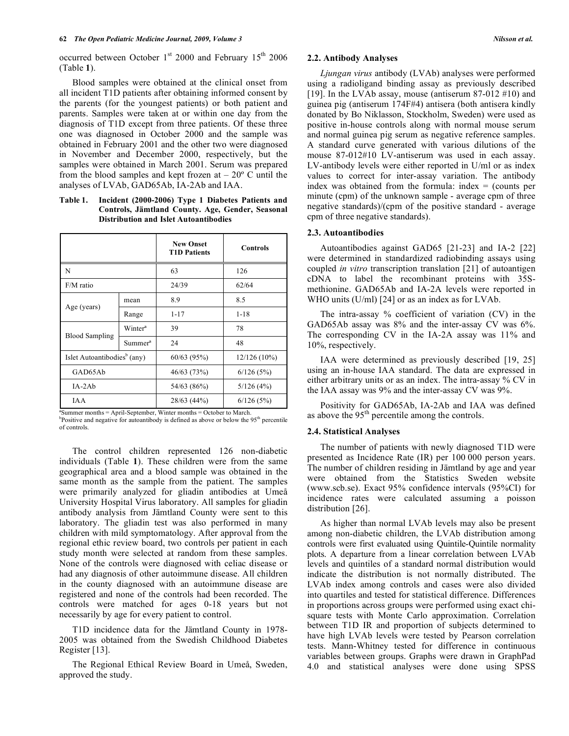occurred between October 1st 2000 and February 15th 2006 (Table **1**).

Blood samples were obtained at the clinical onset from all incident T1D patients after obtaining informed consent by the parents (for the youngest patients) or both patient and parents. Samples were taken at or within one day from the diagnosis of T1D except from three patients. Of these three one was diagnosed in October 2000 and the sample was obtained in February 2001 and the other two were diagnosed in November and December 2000, respectively, but the samples were obtained in March 2001. Serum was prepared from the blood samples and kept frozen at – 20º C until the analyses of LVAb, GAD65Ab, IA-2Ab and IAA.

**Table 1. Incident (2000-2006) Type 1 Diabetes Patients and Controls, Jämtland County. Age, Gender, Seasonal Distribution and Islet Autoantibodies**

| | | New Onset T1D Patients | Controls |
|---|---|---|---|
| N | | 63 | 126 |
| F/M ratio | | 24/39 | 62/64 |
| Age (years) | mean | 8.9 | 8.5 |
| | Range | 1-17 | 1-18 |
| Blood Sampling | Winter[a] | 39 | 78 |
| | Summer[a] | 24 | 48 |
| Islet Autoantibodies[b] (any) | | 60/63 (95%) | 12/126 (10%) |
| GAD65Ab | | 46/63 (73%) | 6/126 (5%) |
| IA-2Ab | | 54/63 (86%) | 5/126 (4%) |
| IAA | | 28/63 (44%) | 6/126 (5%) |

[a]Summer months = April-September, Winter months = October to March.
[b]Positive and negative for autoantibody is defined as above or below the 95th percentile of controls.

The control children represented 126 non-diabetic individuals (Table **1**). These children were from the same geographical area and a blood sample was obtained in the same month as the sample from the patient. The samples were primarily analyzed for gliadin antibodies at Umeå University Hospital Virus laboratory. All samples for gliadin antibody analysis from Jämtland County were sent to this laboratory. The gliadin test was also performed in many children with mild symptomatology. After approval from the regional ethic review board, two controls per patient in each study month were selected at random from these samples. None of the controls were diagnosed with celiac disease or had any diagnosis of other autoimmune disease. All children in the county diagnosed with an autoimmune disease are registered and none of the controls had been recorded. The controls were matched for ages 0-18 years but not necessarily by age for every patient to control.

T1D incidence data for the Jämtland County in 1978-2005 was obtained from the Swedish Childhood Diabetes Register [13].

The Regional Ethical Review Board in Umeå, Sweden, approved the study.

### 2.2. Antibody Analyses

*Ljungan virus* antibody (LVAb) analyses were performed using a radioligand binding assay as previously described [19]. In the LVAb assay, mouse (antiserum 87-012 #10) and guinea pig (antiserum 174F#4) antisera (both antisera kindly donated by Bo Niklasson, Stockholm, Sweden) were used as positive in-house controls along with normal mouse serum and normal guinea pig serum as negative reference samples. A standard curve generated with various dilutions of the mouse 87-012#10 LV-antiserum was used in each assay. LV-antibody levels were either reported in U/ml or as index values to correct for inter-assay variation. The antibody index was obtained from the formula: index = (counts per minute (cpm) of the unknown sample - average cpm of three negative standards)/(cpm of the positive standard - average cpm of three negative standards).

### 2.3. Autoantibodies

Autoantibodies against GAD65 [21-23] and IA-2 [22] were determined in standardized radiobinding assays using coupled *in vitro* transcription translation [21] of autoantigen cDNA to label the recombinant proteins with 35S-methionine. GAD65Ab and IA-2A levels were reported in WHO units (U/ml) [24] or as an index as for LVAb.

The intra-assay % coefficient of variation (CV) in the GAD65Ab assay was 8% and the inter-assay CV was 6%. The corresponding CV in the IA-2A assay was 11% and 10%, respectively.

IAA were determined as previously described [19, 25] using an in-house IAA standard. The data are expressed in either arbitrary units or as an index. The intra-assay % CV in the IAA assay was 9% and the inter-assay CV was 9%.

Positivity for GAD65Ab, IA-2Ab and IAA was defined as above the 95th percentile among the controls.

### 2.4. Statistical Analyses

The number of patients with newly diagnosed T1D were presented as Incidence Rate (IR) per 100 000 person years. The number of children residing in Jämtland by age and year were obtained from the Statistics Sweden website (www.scb.se). Exact 95% confidence intervals (95%CI) for incidence rates were calculated assuming a poisson distribution [26].

As higher than normal LVAb levels may also be present among non-diabetic children, the LVAb distribution among controls were first evaluated using Quintile-Quintile normality plots. A departure from a linear correlation between LVAb levels and quintiles of a standard normal distribution would indicate the distribution is not normally distributed. The LVAb index among controls and cases were also divided into quartiles and tested for statistical difference. Differences in proportions across groups were performed using exact chi-square tests with Monte Carlo approximation. Correlation between T1D IR and proportion of subjects determined to have high LVAb levels were tested by Pearson correlation tests. Mann-Whitney tested for difference in continuous variables between groups. Graphs were drawn in GraphPad 4.0 and statistical analyses were done using SPSS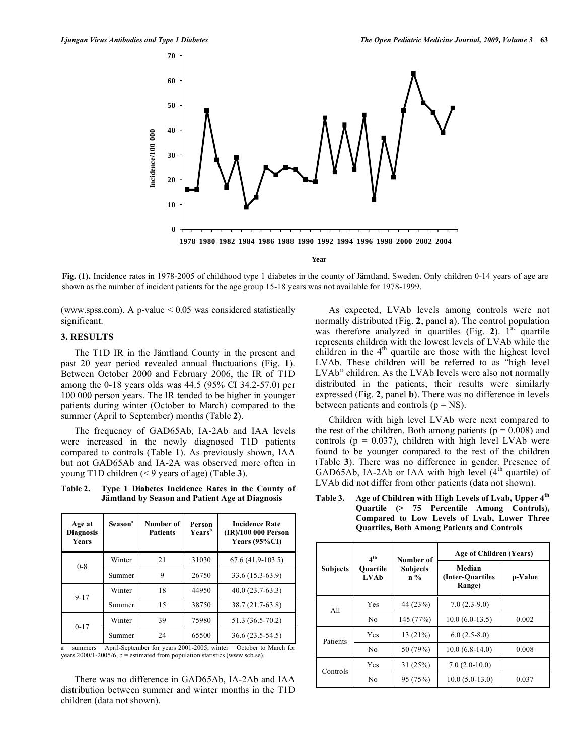Fig. (1). Incidence rates in 1978-2005 of childhood type 1 diabetes in the county of Jämtland, Sweden. Only children 0-14 years of age are shown as the number of incident patients for the age group 15-18 years was not available for 1978-1999.

(www.spss.com). A p-value < 0.05 was considered statistically significant.

## 3. RESULTS

The T1D IR in the Jämtland County in the present and past 20 year period revealed annual fluctuations (Fig. **1**). Between October 2000 and February 2006, the IR of T1D among the 0-18 years olds was 44.5 (95% CI 34.2-57.0) per 100 000 person years. The IR tended to be higher in younger patients during winter (October to March) compared to the summer (April to September) months (Table **2**).

The frequency of GAD65Ab, IA-2Ab and IAA levels were increased in the newly diagnosed T1D patients compared to controls (Table **1**). As previously shown, IAA but not GAD65Ab and IA-2A was observed more often in young T1D children (< 9 years of age) (Table **3**).

**Table 2. Type 1 Diabetes Incidence Rates in the County of Jämtland by Season and Patient Age at Diagnosis**

| Age at Diagnosis Years | Season[a] | Number of Patients | Person Years[b] | Incidence Rate (IR)/100 000 Person Years (95%CI) |
|---|---|---|---|---|
| 0-8 | Winter | 21 | 31030 | 67.6 (41.9-103.5) |
| | Summer | 9 | 26750 | 33.6 (15.3-63.9) |
| 9-17 | Winter | 18 | 44950 | 40.0 (23.7-63.3) |
| | Summer | 15 | 38750 | 38.7 (21.7-63.8) |
| 0-17 | Winter | 39 | 75980 | 51.3 (36.5-70.2) |
| | Summer | 24 | 65500 | 36.6 (23.5-54.5) |

a = summers = April-September for years 2001-2005, winter = October to March for years 2000/1-2005/6, b = estimated from population statistics (www.scb.se).

There was no difference in GAD65Ab, IA-2Ab and IAA distribution between summer and winter months in the T1D children (data not shown).

As expected, LVAb levels among controls were not normally distributed (Fig. **2**, panel **a**). The control population was therefore analyzed in quartiles (Fig. **2**). 1[st] quartile represents children with the lowest levels of LVAb while the children in the 4[th] quartile are those with the highest level LVAb. These children will be referred to as "high level LVAb" children. As the LVAb levels were also not normally distributed in the patients, their results were similarly expressed (Fig. **2**, panel **b**). There was no difference in levels between patients and controls (p = NS).

Children with high level LVAb were next compared to the rest of the children. Both among patients (p = 0.008) and controls (p = 0.037), children with high level LVAb were found to be younger compared to the rest of the children (Table **3**). There was no difference in gender. Presence of GAD65Ab, IA-2Ab or IAA with high level (4[th] quartile) of LVAb did not differ from other patients (data not shown).

**Table 3. Age of Children with High Levels of Lvab, Upper 4[th] Quartile (> 75 Percentile Among Controls), Compared to Low Levels of Lvab, Lower Three Quartiles, Both Among Patients and Controls**

| Subjects | 4[th] Quartile LVAb | Number of Subjects n % | Age of Children (Years) | |
|---|---|---|---|---|
| | | | Median (Inter-Quartiles Range) | p-Value |
| All | Yes | 44 (23%) | 7.0 (2.3-9.0) | |
| | No | 145 (77%) | 10.0 (6.0-13.5) | 0.002 |
| Patients | Yes | 13 (21%) | 6.0 (2.5-8.0) | |
| | No | 50 (79%) | 10.0 (6.8-14.0) | 0.008 |
| Controls | Yes | 31 (25%) | 7.0 (2.0-10.0) | |
| | No | 95 (75%) | 10.0 (5.0-13.0) | 0.037 |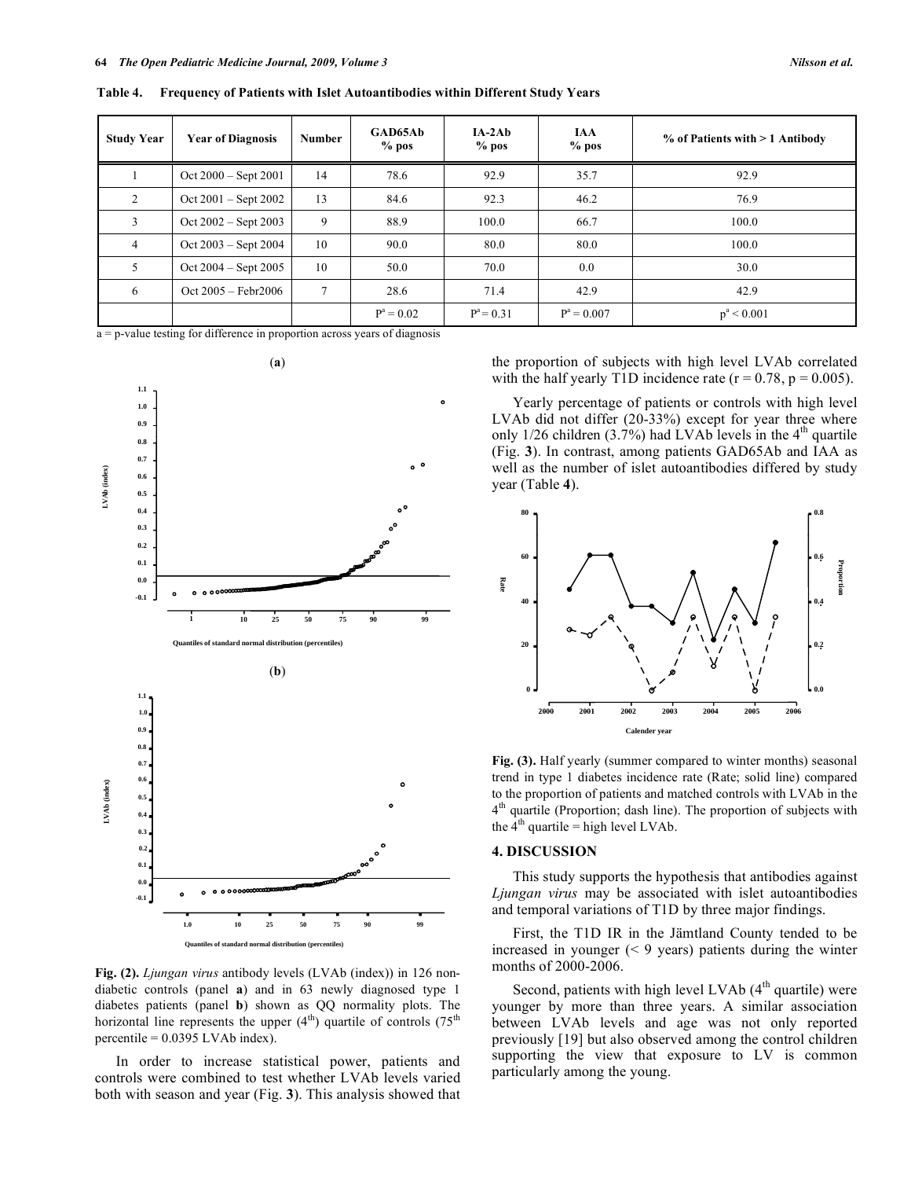**Table 4. Frequency of Patients with Islet Autoantibodies within Different Study Years**

| Study Year | Year of Diagnosis | Number | GAD65Ab % pos | IA-2Ab % pos | IAA % pos | % of Patients with > 1 Antibody |
|---|---|---|---|---|---|---|
| 1 | Oct 2000 – Sept 2001 | 14 | 78.6 | 92.9 | 35.7 | 92.9 |
| 2 | Oct 2001 – Sept 2002 | 13 | 84.6 | 92.3 | 46.2 | 76.9 |
| 3 | Oct 2002 – Sept 2003 | 9 | 88.9 | 100.0 | 66.7 | 100.0 |
| 4 | Oct 2003 – Sept 2004 | 10 | 90.0 | 80.0 | 80.0 | 100.0 |
| 5 | Oct 2004 – Sept 2005 | 10 | 50.0 | 70.0 | 0.0 | 30.0 |
| 6 | Oct 2005 – Febr2006 | 7 | 28.6 | 71.4 | 42.9 | 42.9 |
| | | | $P^a = 0.02$ | $P^a = 0.31$ | $P^a = 0.007$ | $p^a < 0.001$ |

a = p-value testing for difference in proportion across years of diagnosis

**Fig. (2).** *Ljungan virus* antibody levels (LVAb (index)) in 126 non-diabetic controls (panel **a**) and in 63 newly diagnosed type 1 diabetes patients (panel **b**) shown as QQ normality plots. The horizontal line represents the upper (4th) quartile of controls (75th percentile = 0.0395 LVAb index).

In order to increase statistical power, patients and controls were combined to test whether LVAb levels varied both with season and year (Fig. **3**). This analysis showed that the proportion of subjects with high level LVAb correlated with the half yearly T1D incidence rate (r = 0.78, p = 0.005).

Yearly percentage of patients or controls with high level LVAb did not differ (20-33%) except for year three where only 1/26 children (3.7%) had LVAb levels in the 4th quartile (Fig. **3**). In contrast, among patients GAD65Ab and IAA as well as the number of islet autoantibodies differed by study year (Table **4**).

**Fig. (3).** Half yearly (summer compared to winter months) seasonal trend in type 1 diabetes incidence rate (Rate; solid line) compared to the proportion of patients and matched controls with LVAb in the 4th quartile (Proportion; dash line). The proportion of subjects with the 4th quartile = high level LVAb.

## 4. DISCUSSION

This study supports the hypothesis that antibodies against *Ljungan virus* may be associated with islet autoantibodies and temporal variations of T1D by three major findings.

First, the T1D IR in the Jämtland County tended to be increased in younger (< 9 years) patients during the winter months of 2000-2006.

Second, patients with high level LVAb (4th quartile) were younger by more than three years. A similar association between LVAb levels and age was not only reported previously [19] but also observed among the control children supporting the view that exposure to LV is common particularly among the young.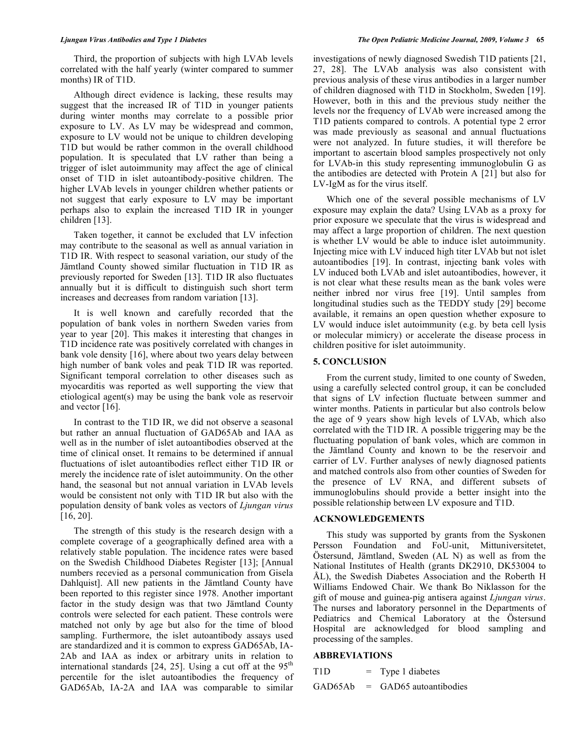Third, the proportion of subjects with high LVAb levels correlated with the half yearly (winter compared to summer months) IR of T1D.

Although direct evidence is lacking, these results may suggest that the increased IR of T1D in younger patients during winter months may correlate to a possible prior exposure to LV. As LV may be widespread and common, exposure to LV would not be unique to children developing T1D but would be rather common in the overall childhood population. It is speculated that LV rather than being a trigger of islet autoimmunity may affect the age of clinical onset of T1D in islet autoantibody-positive children. The higher LVAb levels in younger children whether patients or not suggest that early exposure to LV may be important perhaps also to explain the increased T1D IR in younger children [13].

Taken together, it cannot be excluded that LV infection may contribute to the seasonal as well as annual variation in T1D IR. With respect to seasonal variation, our study of the Jämtland County showed similar fluctuation in T1D IR as previously reported for Sweden [13]. T1D IR also fluctuates annually but it is difficult to distinguish such short term increases and decreases from random variation [13].

It is well known and carefully recorded that the population of bank voles in northern Sweden varies from year to year [20]. This makes it interesting that changes in T1D incidence rate was positively correlated with changes in bank vole density [16], where about two years delay between high number of bank voles and peak T1D IR was reported. Significant temporal correlation to other diseases such as myocarditis was reported as well supporting the view that etiological agent(s) may be using the bank vole as reservoir and vector [16].

In contrast to the T1D IR, we did not observe a seasonal but rather an annual fluctuation of GAD65Ab and IAA as well as in the number of islet autoantibodies observed at the time of clinical onset. It remains to be determined if annual fluctuations of islet autoantibodies reflect either T1D IR or merely the incidence rate of islet autoimmunity. On the other hand, the seasonal but not annual variation in LVAb levels would be consistent not only with T1D IR but also with the population density of bank voles as vectors of *Ljungan virus* [16, 20].

The strength of this study is the research design with a complete coverage of a geographically defined area with a relatively stable population. The incidence rates were based on the Swedish Childhood Diabetes Register [13]; [Annual numbers recevied as a personal communication from Gisela Dahlquist]. All new patients in the Jämtland County have been reported to this register since 1978. Another important factor in the study design was that two Jämtland County controls were selected for each patient. These controls were matched not only by age but also for the time of blood sampling. Furthermore, the islet autoantibody assays used are standardized and it is common to express GAD65Ab, IA-2Ab and IAA as index or arbitrary units in relation to international standards [24, 25]. Using a cut off at the 95$^{th}$ percentile for the islet autoantibodies the frequency of GAD65Ab, IA-2A and IAA was comparable to similar investigations of newly diagnosed Swedish T1D patients [21, 27, 28]. The LVAb analysis was also consistent with previous analysis of these virus antibodies in a larger number of children diagnosed with T1D in Stockholm, Sweden [19]. However, both in this and the previous study neither the levels nor the frequency of LVAb were increased among the T1D patients compared to controls. A potential type 2 error was made previously as seasonal and annual fluctuations were not analyzed. In future studies, it will therefore be important to ascertain blood samples prospectively not only for LVAb-in this study representing immunoglobulin G as the antibodies are detected with Protein A [21] but also for LV-IgM as for the virus itself.

Which one of the several possible mechanisms of LV exposure may explain the data? Using LVAb as a proxy for prior exposure we speculate that the virus is widespread and may affect a large proportion of children. The next question is whether LV would be able to induce islet autoimmunity. Injecting mice with LV induced high titer LVAb but not islet autoantibodies [19]. In contrast, injecting bank voles with LV induced both LVAb and islet autoantibodies, however, it is not clear what these results mean as the bank voles were neither inbred nor virus free [19]. Until samples from longitudinal studies such as the TEDDY study [29] become available, it remains an open question whether exposure to LV would induce islet autoimmunity (e.g. by beta cell lysis or molecular mimicry) or accelerate the disease process in children positive for islet autoimmunity.

## 5. CONCLUSION

From the current study, limited to one county of Sweden, using a carefully selected control group, it can be concluded that signs of LV infection fluctuate between summer and winter months. Patients in particular but also controls below the age of 9 years show high levels of LVAb, which also correlated with the T1D IR. A possible triggering may be the fluctuating population of bank voles, which are common in the Jämtland County and known to be the reservoir and carrier of LV. Further analyses of newly diagnosed patients and matched controls also from other counties of Sweden for the presence of LV RNA, and different subsets of immunoglobulins should provide a better insight into the possible relationship between LV exposure and T1D.

## ACKNOWLEDGEMENTS

This study was supported by grants from the Syskonen Persson Foundation and FoU-unit, Mittuniversitetet, Östersund, Jämtland, Sweden (AL N) as well as from the National Institutes of Health (grants DK2910, DK53004 to ÅL), the Swedish Diabetes Association and the Roberth H Williams Endowed Chair. We thank Bo Niklasson for the gift of mouse and guinea-pig antisera against *Ljungan virus*. The nurses and laboratory personnel in the Departments of Pediatrics and Chemical Laboratory at the Östersund Hospital are acknowledged for blood sampling and processing of the samples.

## ABBREVIATIONS

T1D = Type 1 diabetes

GAD65Ab = GAD65 autoantibodies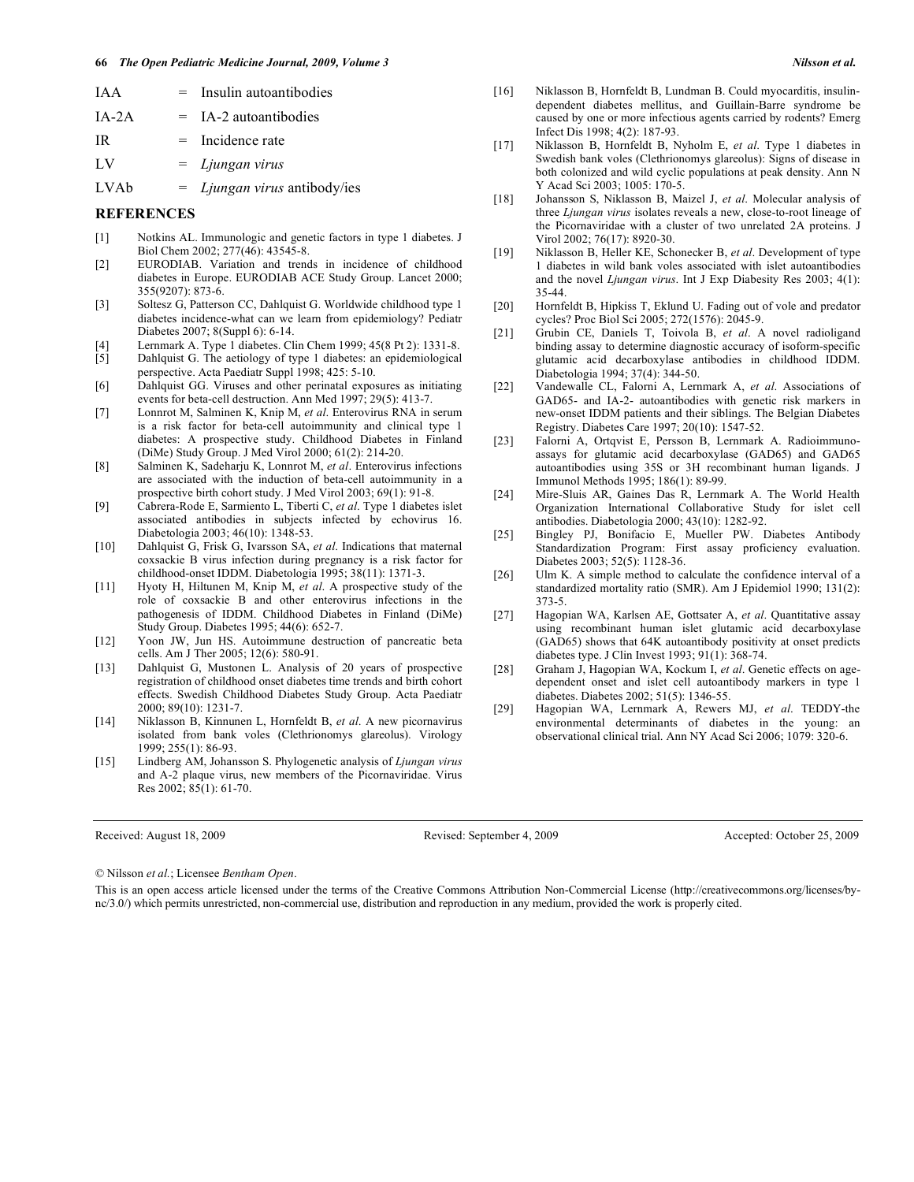IAA = Insulin autoantibodies

IA-2A = IA-2 autoantibodies

IR = Incidence rate

LV = *Ljungan virus*

LVAb = *Ljungan virus* antibody/ies

## REFERENCES

[1] Notkins AL. Immunologic and genetic factors in type 1 diabetes. J Biol Chem 2002; 277(46): 43545-8.

[2] EURODIAB. Variation and trends in incidence of childhood diabetes in Europe. EURODIAB ACE Study Group. Lancet 2000; 355(9207): 873-6.

[3] Soltesz G, Patterson CC, Dahlquist G. Worldwide childhood type 1 diabetes incidence-what can we learn from epidemiology? Pediatr Diabetes 2007; 8(Suppl 6): 6-14.

[4] Lernmark A. Type 1 diabetes. Clin Chem 1999; 45(8 Pt 2): 1331-8.

[5] Dahlquist G. The aetiology of type 1 diabetes: an epidemiological perspective. Acta Paediatr Suppl 1998; 425: 5-10.

[6] Dahlquist GG. Viruses and other perinatal exposures as initiating events for beta-cell destruction. Ann Med 1997; 29(5): 413-7.

[7] Lonnrot M, Salminen K, Knip M, *et al*. Enterovirus RNA in serum is a risk factor for beta-cell autoimmunity and clinical type 1 diabetes: A prospective study. Childhood Diabetes in Finland (DiMe) Study Group. J Med Virol 2000; 61(2): 214-20.

[8] Salminen K, Sadeharju K, Lonnrot M, *et al*. Enterovirus infections are associated with the induction of beta-cell autoimmunity in a prospective birth cohort study. J Med Virol 2003; 69(1): 91-8.

[9] Cabrera-Rode E, Sarmiento L, Tiberti C, *et al*. Type 1 diabetes islet associated antibodies in subjects infected by echovirus 16. Diabetologia 2003; 46(10): 1348-53.

[10] Dahlquist G, Frisk G, Ivarsson SA, *et al*. Indications that maternal coxsackie B virus infection during pregnancy is a risk factor for childhood-onset IDDM. Diabetologia 1995; 38(11): 1371-3.

[11] Hyoty H, Hiltunen M, Knip M, *et al*. A prospective study of the role of coxsackie B and other enterovirus infections in the pathogenesis of IDDM. Childhood Diabetes in Finland (DiMe) Study Group. Diabetes 1995; 44(6): 652-7.

[12] Yoon JW, Jun HS. Autoimmune destruction of pancreatic beta cells. Am J Ther 2005; 12(6): 580-91.

[13] Dahlquist G, Mustonen L. Analysis of 20 years of prospective registration of childhood onset diabetes time trends and birth cohort effects. Swedish Childhood Diabetes Study Group. Acta Paediatr 2000; 89(10): 1231-7.

[14] Niklasson B, Kinnunen L, Hornfeldt B, *et al*. A new picornavirus isolated from bank voles (Clethrionomys glareolus). Virology 1999; 255(1): 86-93.

[15] Lindberg AM, Johansson S. Phylogenetic analysis of *Ljungan virus* and A-2 plaque virus, new members of the Picornaviridae. Virus Res 2002; 85(1): 61-70.

[16] Niklasson B, Hornfeldt B, Lundman B. Could myocarditis, insulin-dependent diabetes mellitus, and Guillain-Barre syndrome be caused by one or more infectious agents carried by rodents? Emerg Infect Dis 1998; 4(2): 187-93.

[17] Niklasson B, Hornfeldt B, Nyholm E, *et al*. Type 1 diabetes in Swedish bank voles (Clethrionomys glareolus): Signs of disease in both colonized and wild cyclic populations at peak density. Ann N Y Acad Sci 2003; 1005: 170-5.

[18] Johansson S, Niklasson B, Maizel J, *et al*. Molecular analysis of three *Ljungan virus* isolates reveals a new, close-to-root lineage of the Picornaviridae with a cluster of two unrelated 2A proteins. J Virol 2002; 76(17): 8920-30.

[19] Niklasson B, Heller KE, Schonecker B, *et al*. Development of type 1 diabetes in wild bank voles associated with islet autoantibodies and the novel *Ljungan virus*. Int J Exp Diabesity Res 2003; 4(1): 35-44.

[20] Hornfeldt B, Hipkiss T, Eklund U. Fading out of vole and predator cycles? Proc Biol Sci 2005; 272(1576): 2045-9.

[21] Grubin CE, Daniels T, Toivola B, *et al*. A novel radioligand binding assay to determine diagnostic accuracy of isoform-specific glutamic acid decarboxylase antibodies in childhood IDDM. Diabetologia 1994; 37(4): 344-50.

[22] Vandewalle CL, Falorni A, Lernmark A, *et al*. Associations of GAD65- and IA-2- autoantibodies with genetic risk markers in new-onset IDDM patients and their siblings. The Belgian Diabetes Registry. Diabetes Care 1997; 20(10): 1547-52.

[23] Falorni A, Ortqvist E, Persson B, Lernmark A. Radioimmunoassays for glutamic acid decarboxylase (GAD65) and GAD65 autoantibodies using 35S or 3H recombinant human ligands. J Immunol Methods 1995; 186(1): 89-99.

[24] Mire-Sluis AR, Gaines Das R, Lernmark A. The World Health Organization International Collaborative Study for islet cell antibodies. Diabetologia 2000; 43(10): 1282-92.

[25] Bingley PJ, Bonifacio E, Mueller PW. Diabetes Antibody Standardization Program: First assay proficiency evaluation. Diabetes 2003; 52(5): 1128-36.

[26] Ulm K. A simple method to calculate the confidence interval of a standardized mortality ratio (SMR). Am J Epidemiol 1990; 131(2): 373-5.

[27] Hagopian WA, Karlsen AE, Gottsater A, *et al*. Quantitative assay using recombinant human islet glutamic acid decarboxylase (GAD65) shows that 64K autoantibody positivity at onset predicts diabetes type. J Clin Invest 1993; 91(1): 368-74.

[28] Graham J, Hagopian WA, Kockum I, *et al*. Genetic effects on age-dependent onset and islet cell autoantibody markers in type 1 diabetes. Diabetes 2002; 51(5): 1346-55.

[29] Hagopian WA, Lernmark A, Rewers MJ, *et al*. TEDDY-the environmental determinants of diabetes in the young: an observational clinical trial. Ann NY Acad Sci 2006; 1079: 320-6.

Received: August 18, 2009 Revised: September 4, 2009 Accepted: October 25, 2009

© Nilsson *et al.*; Licensee *Bentham Open*.

This is an open access article licensed under the terms of the Creative Commons Attribution Non-Commercial License (http://creativecommons.org/licenses/by-nc/3.0/) which permits unrestricted, non-commercial use, distribution and reproduction in any medium, provided the work is properly cited.